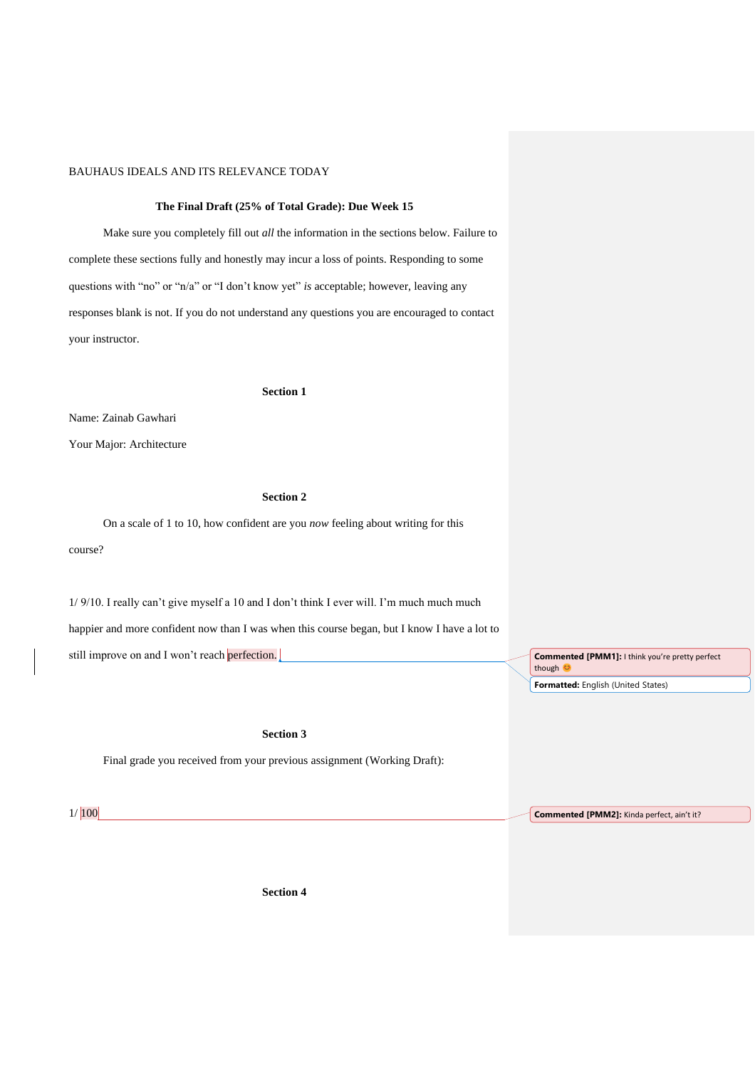BAUHAUS IDEALS AND ITS RELEVANCE TODAY

**The Final Draft (25% of Total Grade): Due Week 15**

Make sure you completely fill out *all* the information in the sections below. Failure to complete these sections fully and honestly may incur a loss of points. Responding to some questions with "no" or "n/a" or "I don't know yet" *is* acceptable; however, leaving any responses blank is not. If you do not understand any questions you are encouraged to contact your instructor.

**Section 1**

Name: Zainab Gawhari

Your Major: Architecture

**Section 2**

On a scale of 1 to 10, how confident are you *now* feeling about writing for this course?

1/ 9/10. I really can't give myself a 10 and I don't think I ever will. I'm much much much happier and more confident now than I was when this course began, but I know I have a lot to still improve on and I won't reach perfection.

> **Commented [PMM1]:** I think you're pretty perfect though 😊

> **Formatted:** English (United States)

**Section 3**

Final grade you received from your previous assignment (Working Draft):

1/ 100

> **Commented [PMM2]:** Kinda perfect, ain't it?

**Section 4**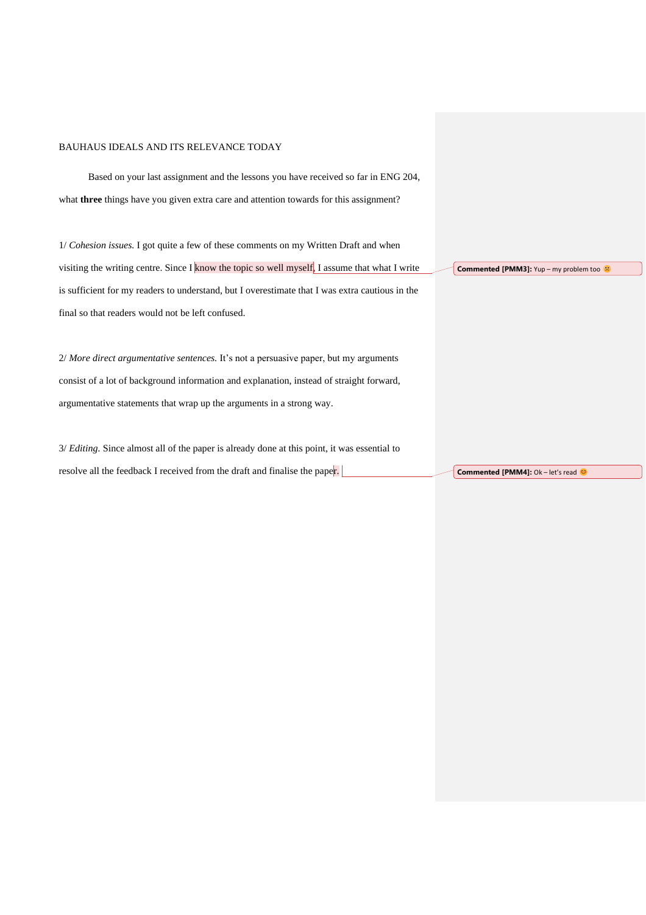BAUHAUS IDEALS AND ITS RELEVANCE TODAY

Based on your last assignment and the lessons you have received so far in ENG 204, what **three** things have you given extra care and attention towards for this assignment?

1/ *Cohesion issues.* I got quite a few of these comments on my Written Draft and when visiting the writing centre. Since I know the topic so well myself, I assume that what I write is sufficient for my readers to understand, but I overestimate that I was extra cautious in the final so that readers would not be left confused.

**Commented [PMM3]:** Yup – my problem too 🙁

2/ *More direct argumentative sentences.* It's not a persuasive paper, but my arguments consist of a lot of background information and explanation, instead of straight forward, argumentative statements that wrap up the arguments in a strong way.

3/ *Editing.* Since almost all of the paper is already done at this point, it was essential to resolve all the feedback I received from the draft and finalise the paper.

**Commented [PMM4]:** Ok – let's read 😊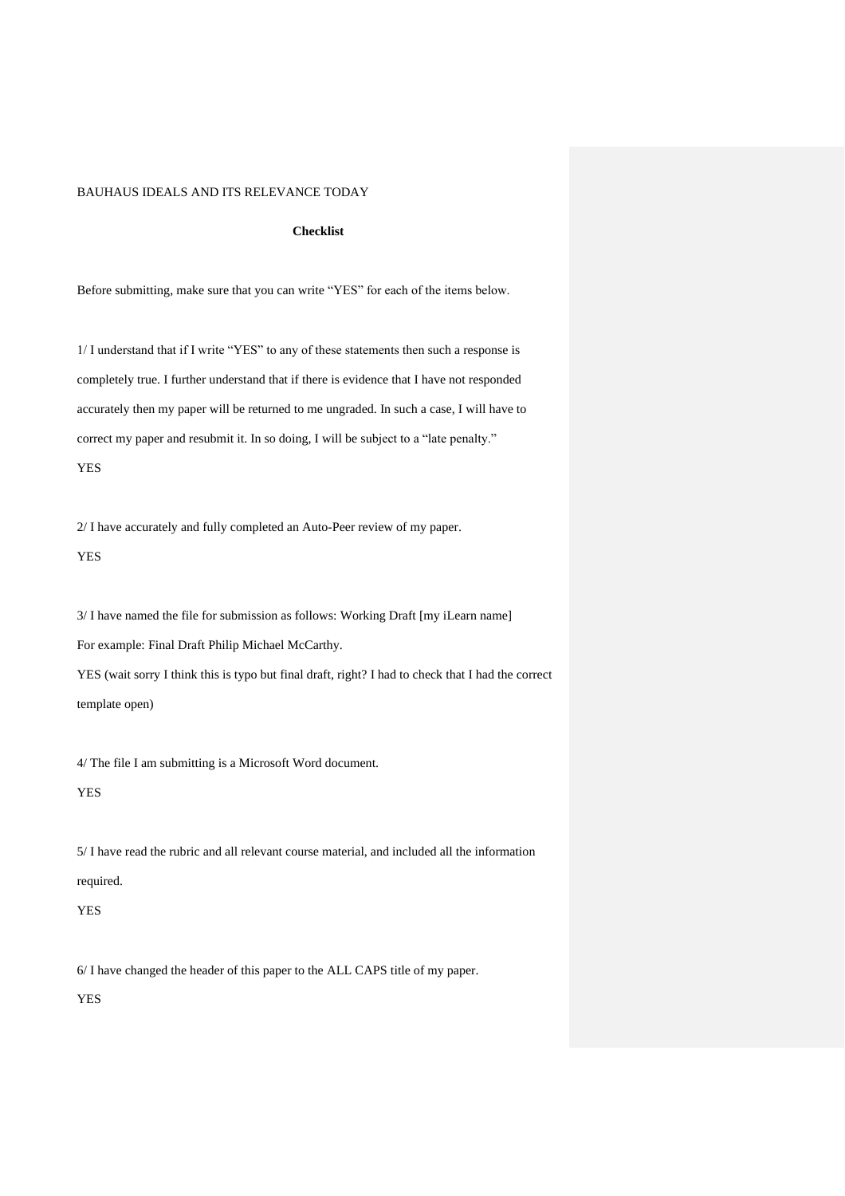BAUHAUS IDEALS AND ITS RELEVANCE TODAY

**Checklist**

Before submitting, make sure that you can write "YES" for each of the items below.

1/ I understand that if I write "YES" to any of these statements then such a response is completely true. I further understand that if there is evidence that I have not responded accurately then my paper will be returned to me ungraded. In such a case, I will have to correct my paper and resubmit it. In so doing, I will be subject to a "late penalty."

YES

2/ I have accurately and fully completed an Auto-Peer review of my paper.

YES

3/ I have named the file for submission as follows: Working Draft [my iLearn name]

For example: Final Draft Philip Michael McCarthy.

YES (wait sorry I think this is typo but final draft, right? I had to check that I had the correct template open)

4/ The file I am submitting is a Microsoft Word document.

YES

5/ I have read the rubric and all relevant course material, and included all the information required.

YES

6/ I have changed the header of this paper to the ALL CAPS title of my paper.

YES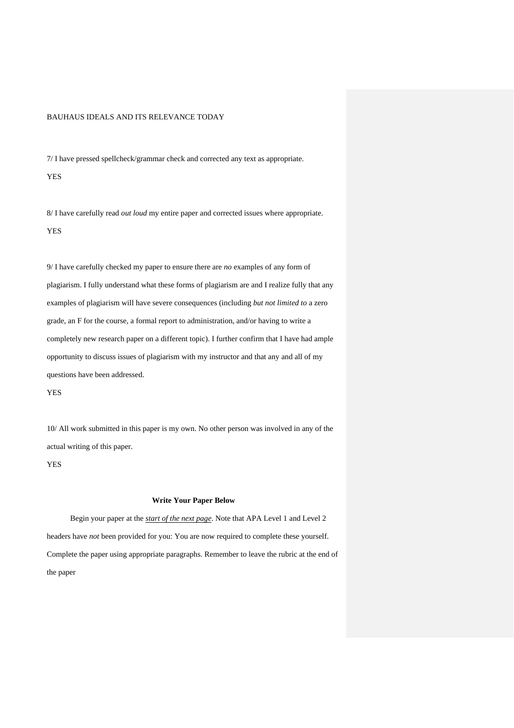7/ I have pressed spellcheck/grammar check and corrected any text as appropriate.

YES

8/ I have carefully read *out loud* my entire paper and corrected issues where appropriate.

YES

9/ I have carefully checked my paper to ensure there are *no* examples of any form of plagiarism. I fully understand what these forms of plagiarism are and I realize fully that any examples of plagiarism will have severe consequences (including *but not limited to* a zero grade, an F for the course, a formal report to administration, and/or having to write a completely new research paper on a different topic). I further confirm that I have had ample opportunity to discuss issues of plagiarism with my instructor and that any and all of my questions have been addressed.

YES

10/ All work submitted in this paper is my own. No other person was involved in any of the actual writing of this paper.

YES

**Write Your Paper Below**

Begin your paper at the ***start of the next page***. Note that APA Level 1 and Level 2 headers have *not* been provided for you: You are now required to complete these yourself. Complete the paper using appropriate paragraphs. Remember to leave the rubric at the end of the paper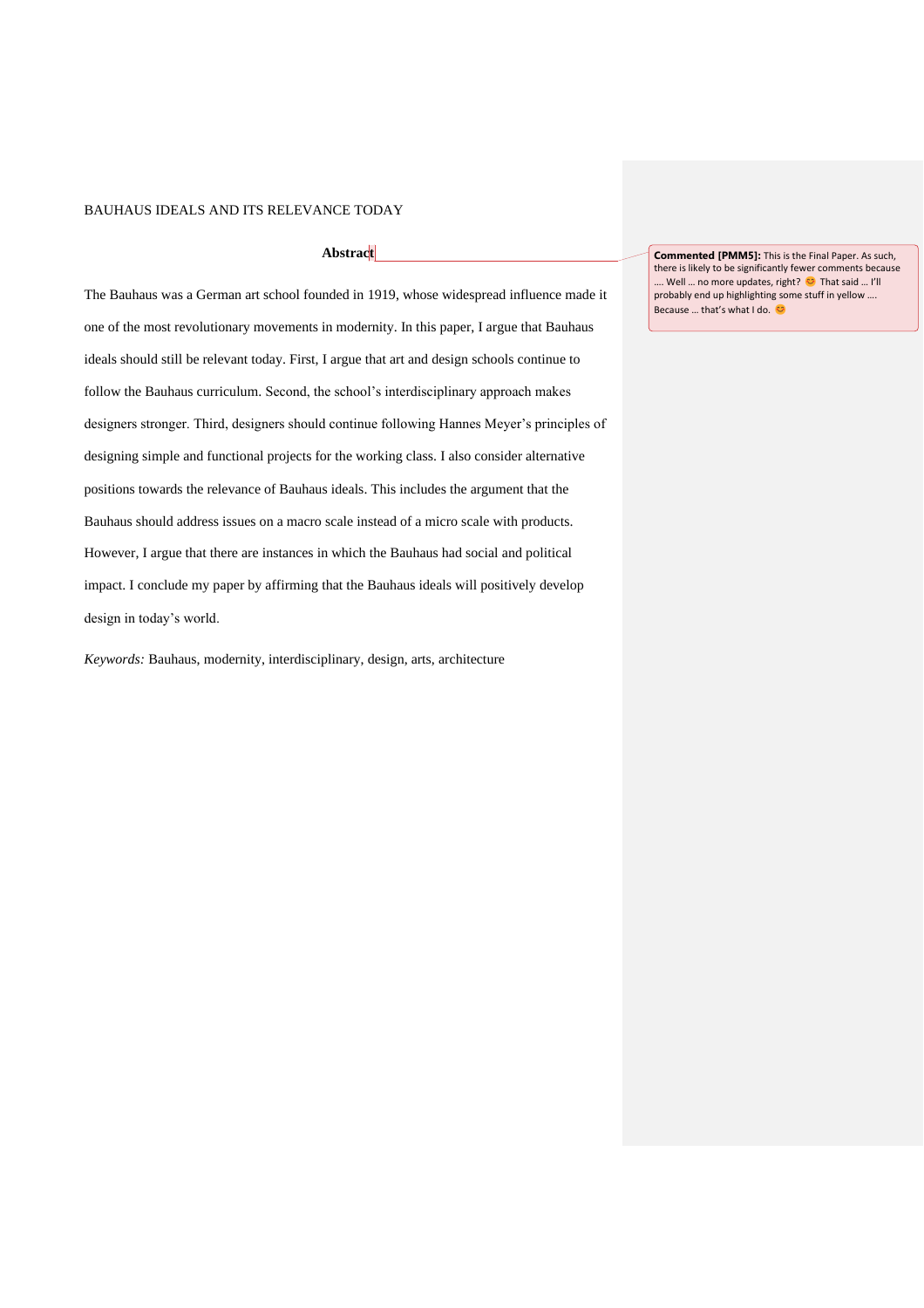## Abstract

The Bauhaus was a German art school founded in 1919, whose widespread influence made it one of the most revolutionary movements in modernity. In this paper, I argue that Bauhaus ideals should still be relevant today. First, I argue that art and design schools continue to follow the Bauhaus curriculum. Second, the school's interdisciplinary approach makes designers stronger. Third, designers should continue following Hannes Meyer's principles of designing simple and functional projects for the working class. I also consider alternative positions towards the relevance of Bauhaus ideals. This includes the argument that the Bauhaus should address issues on a macro scale instead of a micro scale with products. However, I argue that there are instances in which the Bauhaus had social and political impact. I conclude my paper by affirming that the Bauhaus ideals will positively develop design in today's world.

*Keywords:* Bauhaus, modernity, interdisciplinary, design, arts, architecture

> **Commented [PMM5]:** This is the Final Paper. As such, there is likely to be significantly fewer comments because …. Well … no more updates, right? 😊 That said … I'll probably end up highlighting some stuff in yellow …. Because … that's what I do. 😊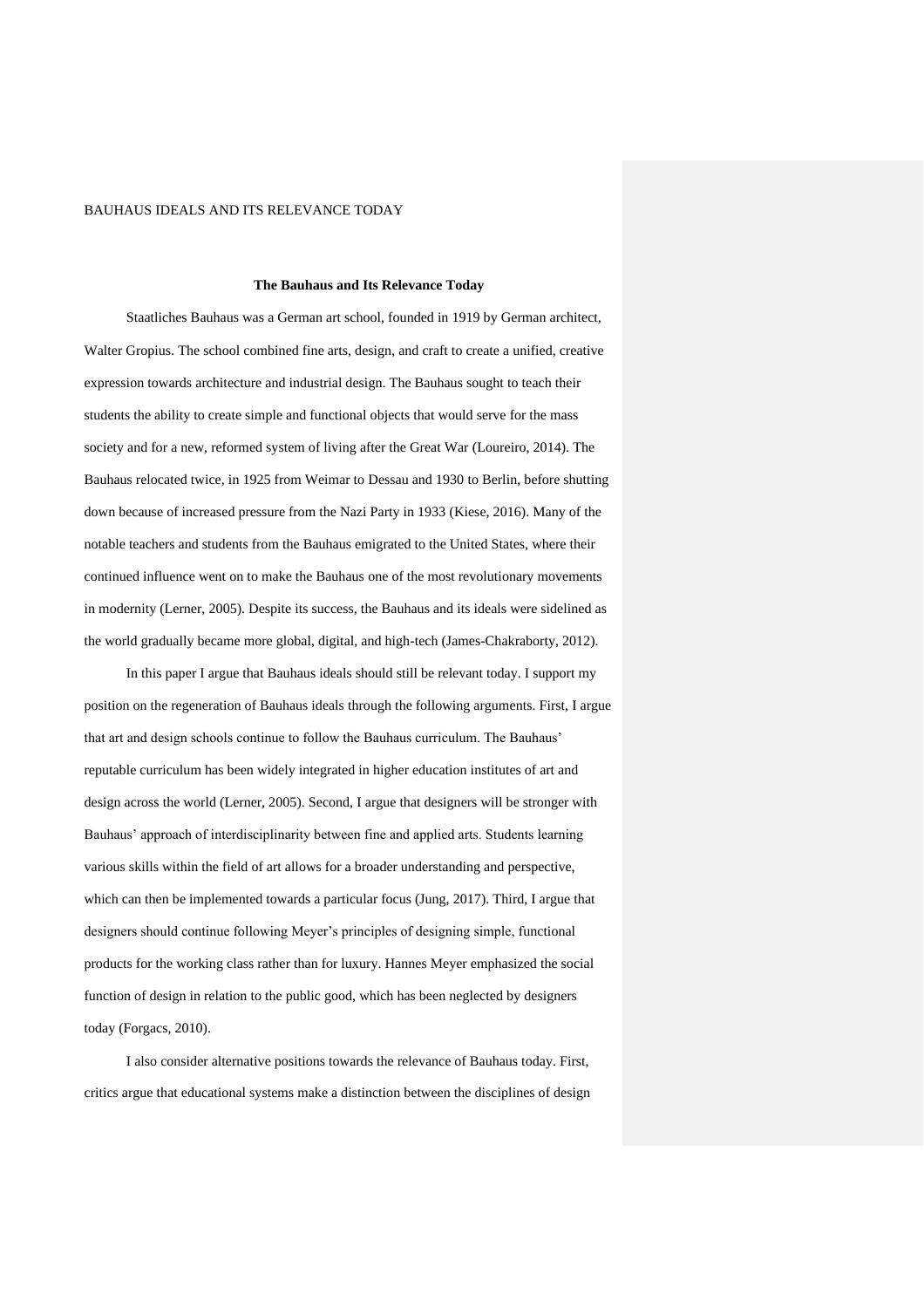**The Bauhaus and Its Relevance Today**

Staatliches Bauhaus was a German art school, founded in 1919 by German architect, Walter Gropius. The school combined fine arts, design, and craft to create a unified, creative expression towards architecture and industrial design. The Bauhaus sought to teach their students the ability to create simple and functional objects that would serve for the mass society and for a new, reformed system of living after the Great War (Loureiro, 2014). The Bauhaus relocated twice, in 1925 from Weimar to Dessau and 1930 to Berlin, before shutting down because of increased pressure from the Nazi Party in 1933 (Kiese, 2016). Many of the notable teachers and students from the Bauhaus emigrated to the United States, where their continued influence went on to make the Bauhaus one of the most revolutionary movements in modernity (Lerner, 2005). Despite its success, the Bauhaus and its ideals were sidelined as the world gradually became more global, digital, and high-tech (James-Chakraborty, 2012).

In this paper I argue that Bauhaus ideals should still be relevant today. I support my position on the regeneration of Bauhaus ideals through the following arguments. First, I argue that art and design schools continue to follow the Bauhaus curriculum. The Bauhaus' reputable curriculum has been widely integrated in higher education institutes of art and design across the world (Lerner, 2005). Second, I argue that designers will be stronger with Bauhaus' approach of interdisciplinarity between fine and applied arts. Students learning various skills within the field of art allows for a broader understanding and perspective, which can then be implemented towards a particular focus (Jung, 2017). Third, I argue that designers should continue following Meyer's principles of designing simple, functional products for the working class rather than for luxury. Hannes Meyer emphasized the social function of design in relation to the public good, which has been neglected by designers today (Forgacs, 2010).

I also consider alternative positions towards the relevance of Bauhaus today. First, critics argue that educational systems make a distinction between the disciplines of design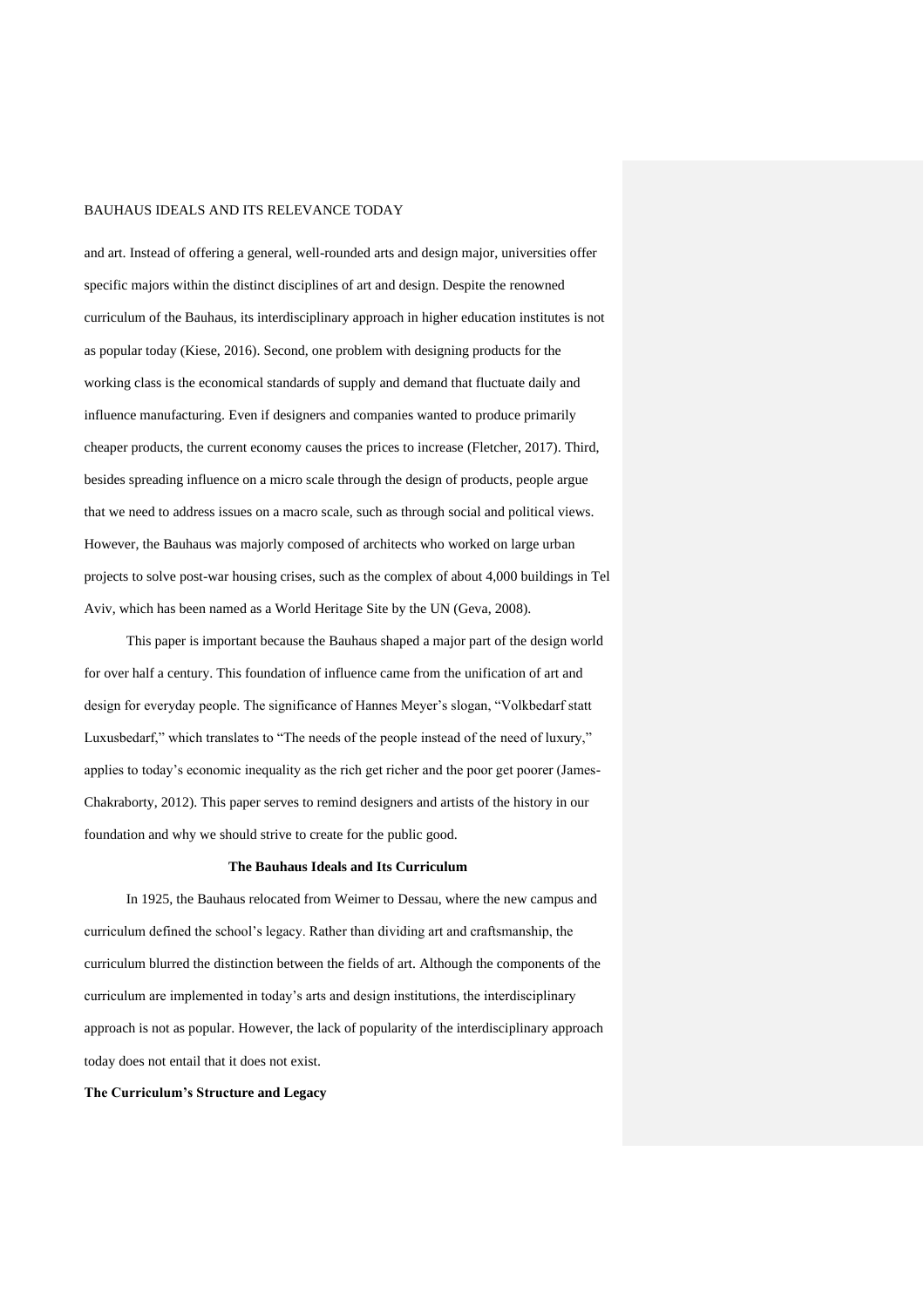and art. Instead of offering a general, well-rounded arts and design major, universities offer specific majors within the distinct disciplines of art and design. Despite the renowned curriculum of the Bauhaus, its interdisciplinary approach in higher education institutes is not as popular today (Kiese, 2016). Second, one problem with designing products for the working class is the economical standards of supply and demand that fluctuate daily and influence manufacturing. Even if designers and companies wanted to produce primarily cheaper products, the current economy causes the prices to increase (Fletcher, 2017). Third, besides spreading influence on a micro scale through the design of products, people argue that we need to address issues on a macro scale, such as through social and political views. However, the Bauhaus was majorly composed of architects who worked on large urban projects to solve post-war housing crises, such as the complex of about 4,000 buildings in Tel Aviv, which has been named as a World Heritage Site by the UN (Geva, 2008).

This paper is important because the Bauhaus shaped a major part of the design world for over half a century. This foundation of influence came from the unification of art and design for everyday people. The significance of Hannes Meyer's slogan, "Volkbedarf statt Luxusbedarf," which translates to "The needs of the people instead of the need of luxury," applies to today's economic inequality as the rich get richer and the poor get poorer (James-Chakraborty, 2012). This paper serves to remind designers and artists of the history in our foundation and why we should strive to create for the public good.

## The Bauhaus Ideals and Its Curriculum

In 1925, the Bauhaus relocated from Weimer to Dessau, where the new campus and curriculum defined the school's legacy. Rather than dividing art and craftsmanship, the curriculum blurred the distinction between the fields of art. Although the components of the curriculum are implemented in today's arts and design institutions, the interdisciplinary approach is not as popular. However, the lack of popularity of the interdisciplinary approach today does not entail that it does not exist.

### The Curriculum's Structure and Legacy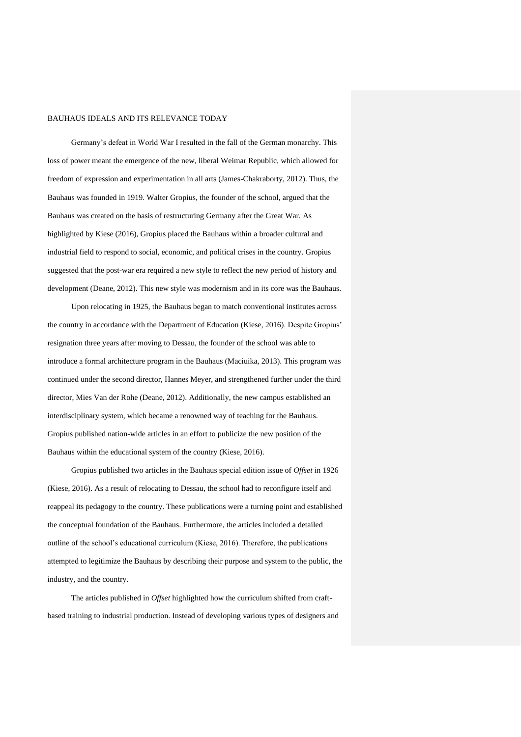BAUHAUS IDEALS AND ITS RELEVANCE TODAY

Germany's defeat in World War I resulted in the fall of the German monarchy. This loss of power meant the emergence of the new, liberal Weimar Republic, which allowed for freedom of expression and experimentation in all arts (James-Chakraborty, 2012). Thus, the Bauhaus was founded in 1919. Walter Gropius, the founder of the school, argued that the Bauhaus was created on the basis of restructuring Germany after the Great War. As highlighted by Kiese (2016), Gropius placed the Bauhaus within a broader cultural and industrial field to respond to social, economic, and political crises in the country. Gropius suggested that the post-war era required a new style to reflect the new period of history and development (Deane, 2012). This new style was modernism and in its core was the Bauhaus.

Upon relocating in 1925, the Bauhaus began to match conventional institutes across the country in accordance with the Department of Education (Kiese, 2016). Despite Gropius' resignation three years after moving to Dessau, the founder of the school was able to introduce a formal architecture program in the Bauhaus (Maciuika, 2013). This program was continued under the second director, Hannes Meyer, and strengthened further under the third director, Mies Van der Rohe (Deane, 2012). Additionally, the new campus established an interdisciplinary system, which became a renowned way of teaching for the Bauhaus. Gropius published nation-wide articles in an effort to publicize the new position of the Bauhaus within the educational system of the country (Kiese, 2016).

Gropius published two articles in the Bauhaus special edition issue of *Offset* in 1926 (Kiese, 2016). As a result of relocating to Dessau, the school had to reconfigure itself and reappeal its pedagogy to the country. These publications were a turning point and established the conceptual foundation of the Bauhaus. Furthermore, the articles included a detailed outline of the school's educational curriculum (Kiese, 2016). Therefore, the publications attempted to legitimize the Bauhaus by describing their purpose and system to the public, the industry, and the country.

The articles published in *Offset* highlighted how the curriculum shifted from craft-based training to industrial production. Instead of developing various types of designers and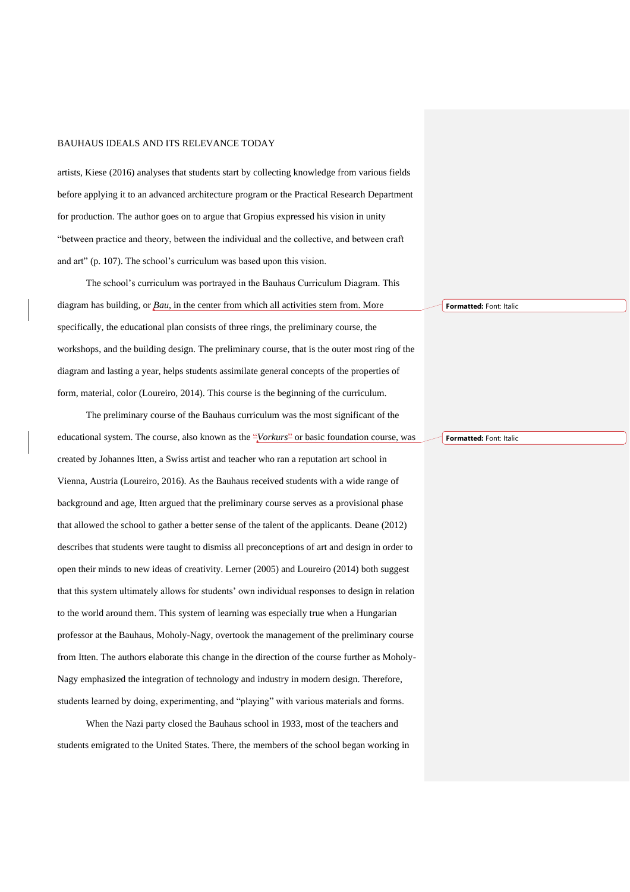artists, Kiese (2016) analyses that students start by collecting knowledge from various fields before applying it to an advanced architecture program or the Practical Research Department for production. The author goes on to argue that Gropius expressed his vision in unity "between practice and theory, between the individual and the collective, and between craft and art" (p. 107). The school's curriculum was based upon this vision.

The school's curriculum was portrayed in the Bauhaus Curriculum Diagram. This diagram has building, or *Bau*, in the center from which all activities stem from. More specifically, the educational plan consists of three rings, the preliminary course, the workshops, and the building design. The preliminary course, that is the outer most ring of the diagram and lasting a year, helps students assimilate general concepts of the properties of form, material, color (Loureiro, 2014). This course is the beginning of the curriculum.

The preliminary course of the Bauhaus curriculum was the most significant of the educational system. The course, also known as the *Vorkurs* or basic foundation course, was created by Johannes Itten, a Swiss artist and teacher who ran a reputation art school in Vienna, Austria (Loureiro, 2016). As the Bauhaus received students with a wide range of background and age, Itten argued that the preliminary course serves as a provisional phase that allowed the school to gather a better sense of the talent of the applicants. Deane (2012) describes that students were taught to dismiss all preconceptions of art and design in order to open their minds to new ideas of creativity. Lerner (2005) and Loureiro (2014) both suggest that this system ultimately allows for students' own individual responses to design in relation to the world around them. This system of learning was especially true when a Hungarian professor at the Bauhaus, Moholy-Nagy, overtook the management of the preliminary course from Itten. The authors elaborate this change in the direction of the course further as Moholy-Nagy emphasized the integration of technology and industry in modern design. Therefore, students learned by doing, experimenting, and "playing" with various materials and forms.

When the Nazi party closed the Bauhaus school in 1933, most of the teachers and students emigrated to the United States. There, the members of the school began working in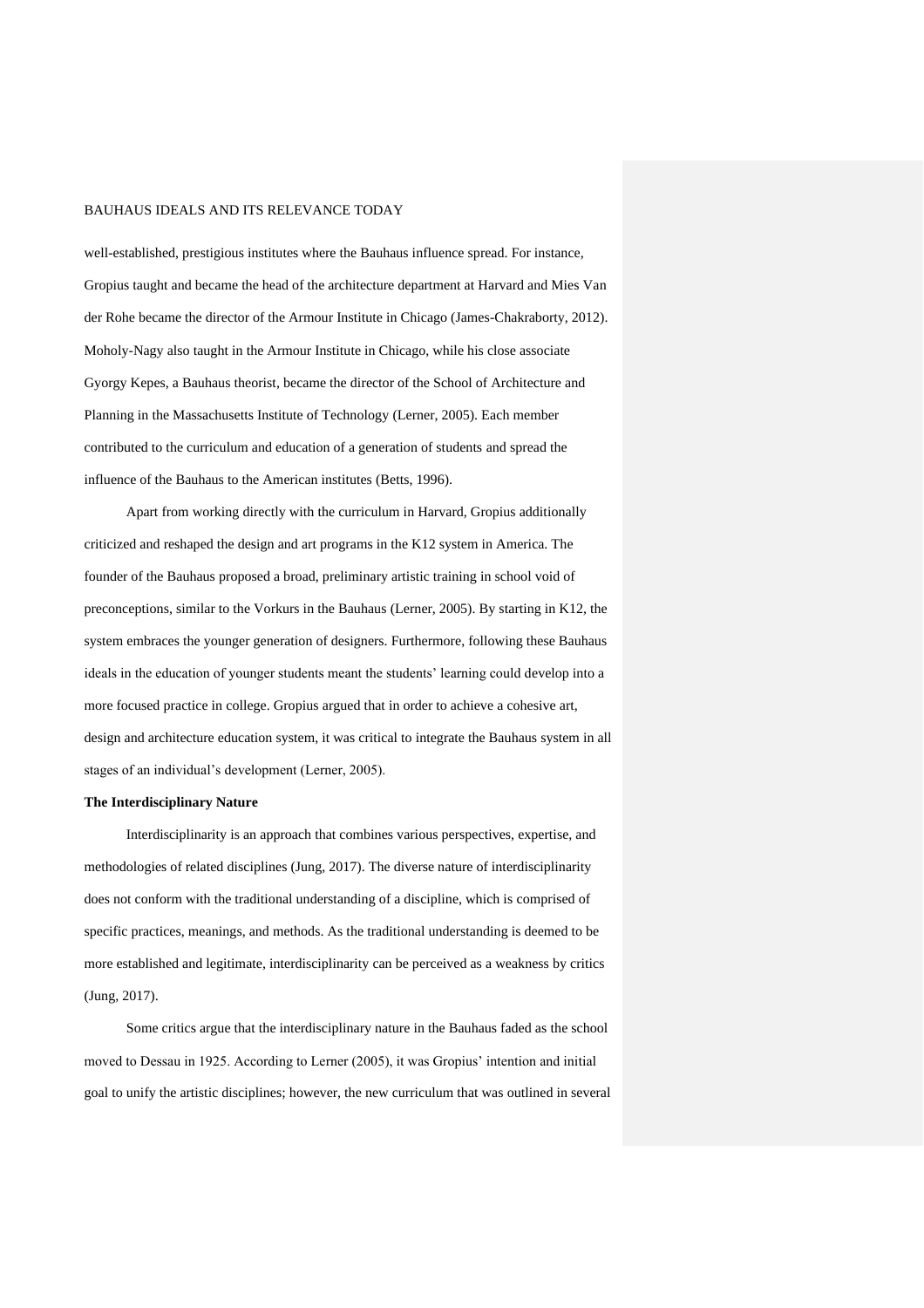well-established, prestigious institutes where the Bauhaus influence spread. For instance, Gropius taught and became the head of the architecture department at Harvard and Mies Van der Rohe became the director of the Armour Institute in Chicago (James-Chakraborty, 2012). Moholy-Nagy also taught in the Armour Institute in Chicago, while his close associate Gyorgy Kepes, a Bauhaus theorist, became the director of the School of Architecture and Planning in the Massachusetts Institute of Technology (Lerner, 2005). Each member contributed to the curriculum and education of a generation of students and spread the influence of the Bauhaus to the American institutes (Betts, 1996).

Apart from working directly with the curriculum in Harvard, Gropius additionally criticized and reshaped the design and art programs in the K12 system in America. The founder of the Bauhaus proposed a broad, preliminary artistic training in school void of preconceptions, similar to the Vorkurs in the Bauhaus (Lerner, 2005). By starting in K12, the system embraces the younger generation of designers. Furthermore, following these Bauhaus ideals in the education of younger students meant the students' learning could develop into a more focused practice in college. Gropius argued that in order to achieve a cohesive art, design and architecture education system, it was critical to integrate the Bauhaus system in all stages of an individual's development (Lerner, 2005).

**The Interdisciplinary Nature**

Interdisciplinarity is an approach that combines various perspectives, expertise, and methodologies of related disciplines (Jung, 2017). The diverse nature of interdisciplinarity does not conform with the traditional understanding of a discipline, which is comprised of specific practices, meanings, and methods. As the traditional understanding is deemed to be more established and legitimate, interdisciplinarity can be perceived as a weakness by critics (Jung, 2017).

Some critics argue that the interdisciplinary nature in the Bauhaus faded as the school moved to Dessau in 1925. According to Lerner (2005), it was Gropius' intention and initial goal to unify the artistic disciplines; however, the new curriculum that was outlined in several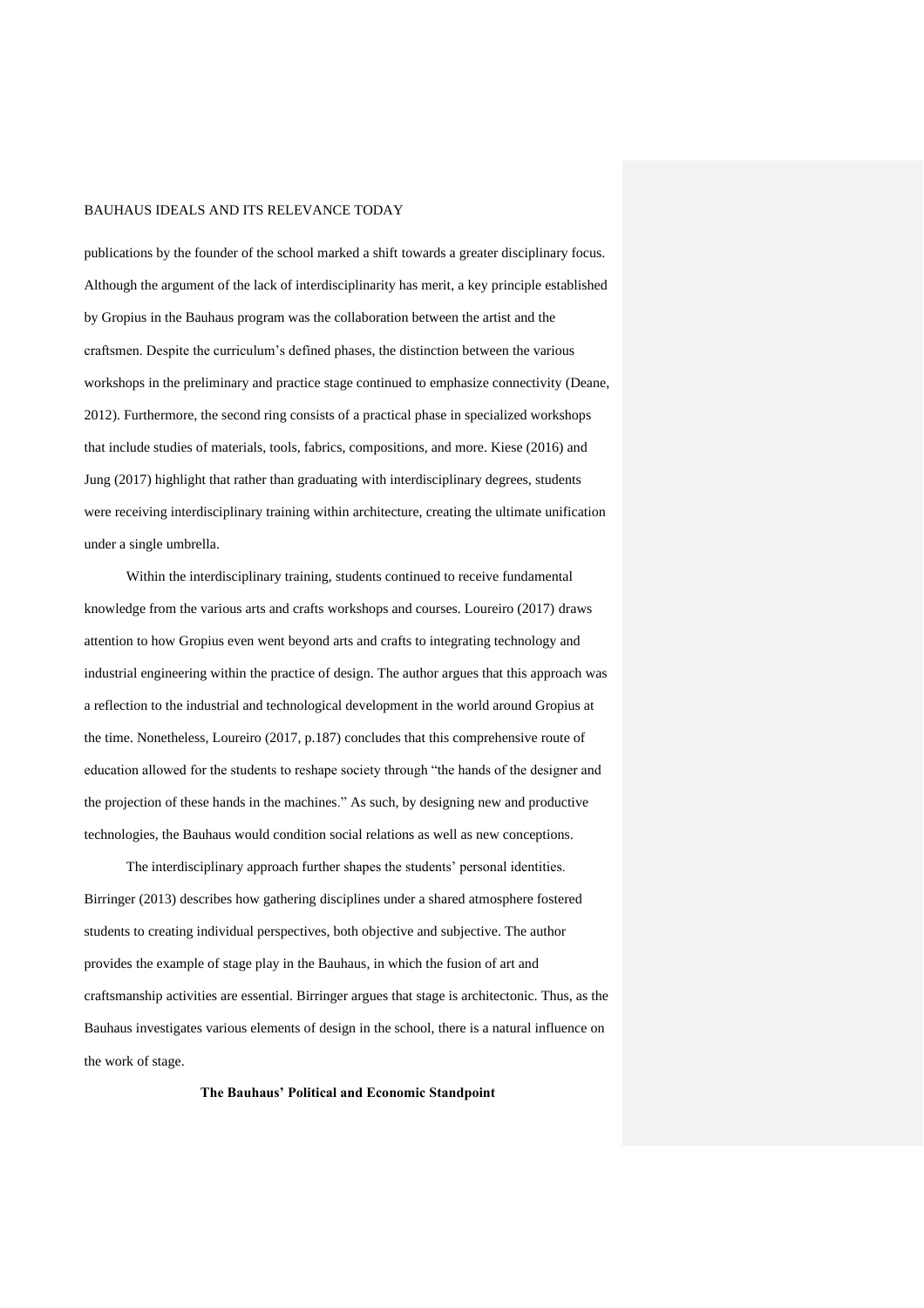publications by the founder of the school marked a shift towards a greater disciplinary focus. Although the argument of the lack of interdisciplinarity has merit, a key principle established by Gropius in the Bauhaus program was the collaboration between the artist and the craftsmen. Despite the curriculum's defined phases, the distinction between the various workshops in the preliminary and practice stage continued to emphasize connectivity (Deane, 2012). Furthermore, the second ring consists of a practical phase in specialized workshops that include studies of materials, tools, fabrics, compositions, and more. Kiese (2016) and Jung (2017) highlight that rather than graduating with interdisciplinary degrees, students were receiving interdisciplinary training within architecture, creating the ultimate unification under a single umbrella.

Within the interdisciplinary training, students continued to receive fundamental knowledge from the various arts and crafts workshops and courses. Loureiro (2017) draws attention to how Gropius even went beyond arts and crafts to integrating technology and industrial engineering within the practice of design. The author argues that this approach was a reflection to the industrial and technological development in the world around Gropius at the time. Nonetheless, Loureiro (2017, p.187) concludes that this comprehensive route of education allowed for the students to reshape society through "the hands of the designer and the projection of these hands in the machines." As such, by designing new and productive technologies, the Bauhaus would condition social relations as well as new conceptions.

The interdisciplinary approach further shapes the students' personal identities. Birringer (2013) describes how gathering disciplines under a shared atmosphere fostered students to creating individual perspectives, both objective and subjective. The author provides the example of stage play in the Bauhaus, in which the fusion of art and craftsmanship activities are essential. Birringer argues that stage is architectonic. Thus, as the Bauhaus investigates various elements of design in the school, there is a natural influence on the work of stage.

## The Bauhaus' Political and Economic Standpoint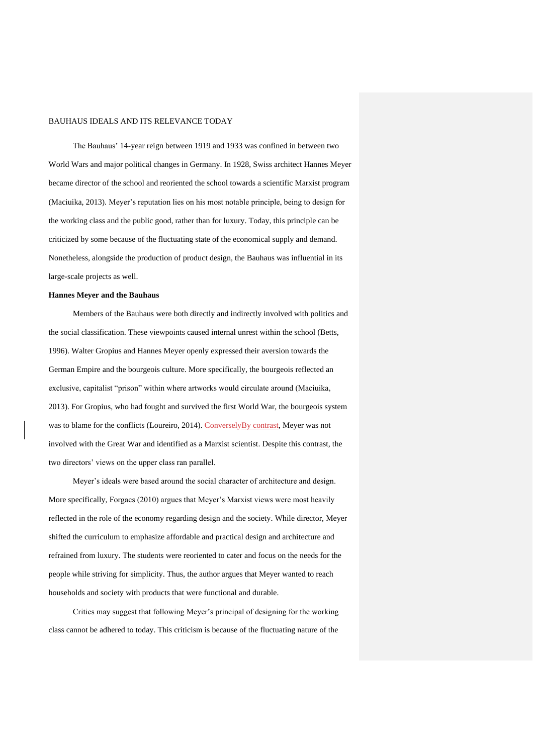The Bauhaus' 14-year reign between 1919 and 1933 was confined in between two World Wars and major political changes in Germany. In 1928, Swiss architect Hannes Meyer became director of the school and reoriented the school towards a scientific Marxist program (Maciuika, 2013). Meyer's reputation lies on his most notable principle, being to design for the working class and the public good, rather than for luxury. Today, this principle can be criticized by some because of the fluctuating state of the economical supply and demand. Nonetheless, alongside the production of product design, the Bauhaus was influential in its large-scale projects as well.

**Hannes Meyer and the Bauhaus**

Members of the Bauhaus were both directly and indirectly involved with politics and the social classification. These viewpoints caused internal unrest within the school (Betts, 1996). Walter Gropius and Hannes Meyer openly expressed their aversion towards the German Empire and the bourgeois culture. More specifically, the bourgeois reflected an exclusive, capitalist "prison" within where artworks would circulate around (Maciuika, 2013). For Gropius, who had fought and survived the first World War, the bourgeois system was to blame for the conflicts (Loureiro, 2014). ~~Conversely~~By contrast, Meyer was not involved with the Great War and identified as a Marxist scientist. Despite this contrast, the two directors' views on the upper class ran parallel.

Meyer's ideals were based around the social character of architecture and design. More specifically, Forgacs (2010) argues that Meyer's Marxist views were most heavily reflected in the role of the economy regarding design and the society. While director, Meyer shifted the curriculum to emphasize affordable and practical design and architecture and refrained from luxury. The students were reoriented to cater and focus on the needs for the people while striving for simplicity. Thus, the author argues that Meyer wanted to reach households and society with products that were functional and durable.

Critics may suggest that following Meyer's principal of designing for the working class cannot be adhered to today. This criticism is because of the fluctuating nature of the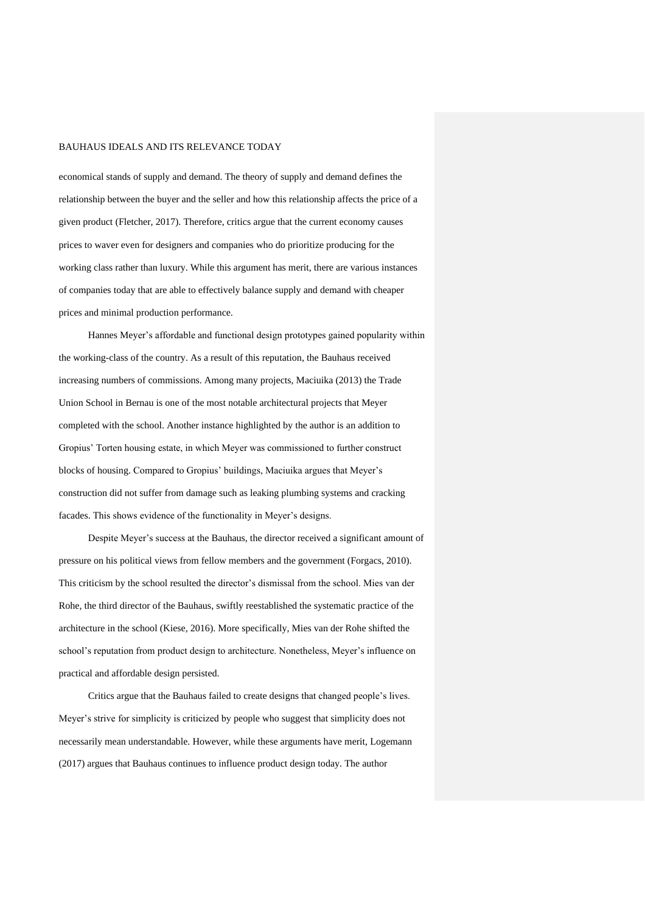economical stands of supply and demand. The theory of supply and demand defines the relationship between the buyer and the seller and how this relationship affects the price of a given product (Fletcher, 2017). Therefore, critics argue that the current economy causes prices to waver even for designers and companies who do prioritize producing for the working class rather than luxury. While this argument has merit, there are various instances of companies today that are able to effectively balance supply and demand with cheaper prices and minimal production performance.

Hannes Meyer's affordable and functional design prototypes gained popularity within the working-class of the country. As a result of this reputation, the Bauhaus received increasing numbers of commissions. Among many projects, Maciuika (2013) the Trade Union School in Bernau is one of the most notable architectural projects that Meyer completed with the school. Another instance highlighted by the author is an addition to Gropius' Torten housing estate, in which Meyer was commissioned to further construct blocks of housing. Compared to Gropius' buildings, Maciuika argues that Meyer's construction did not suffer from damage such as leaking plumbing systems and cracking facades. This shows evidence of the functionality in Meyer's designs.

Despite Meyer's success at the Bauhaus, the director received a significant amount of pressure on his political views from fellow members and the government (Forgacs, 2010). This criticism by the school resulted the director's dismissal from the school. Mies van der Rohe, the third director of the Bauhaus, swiftly reestablished the systematic practice of the architecture in the school (Kiese, 2016). More specifically, Mies van der Rohe shifted the school's reputation from product design to architecture. Nonetheless, Meyer's influence on practical and affordable design persisted.

Critics argue that the Bauhaus failed to create designs that changed people's lives. Meyer's strive for simplicity is criticized by people who suggest that simplicity does not necessarily mean understandable. However, while these arguments have merit, Logemann (2017) argues that Bauhaus continues to influence product design today. The author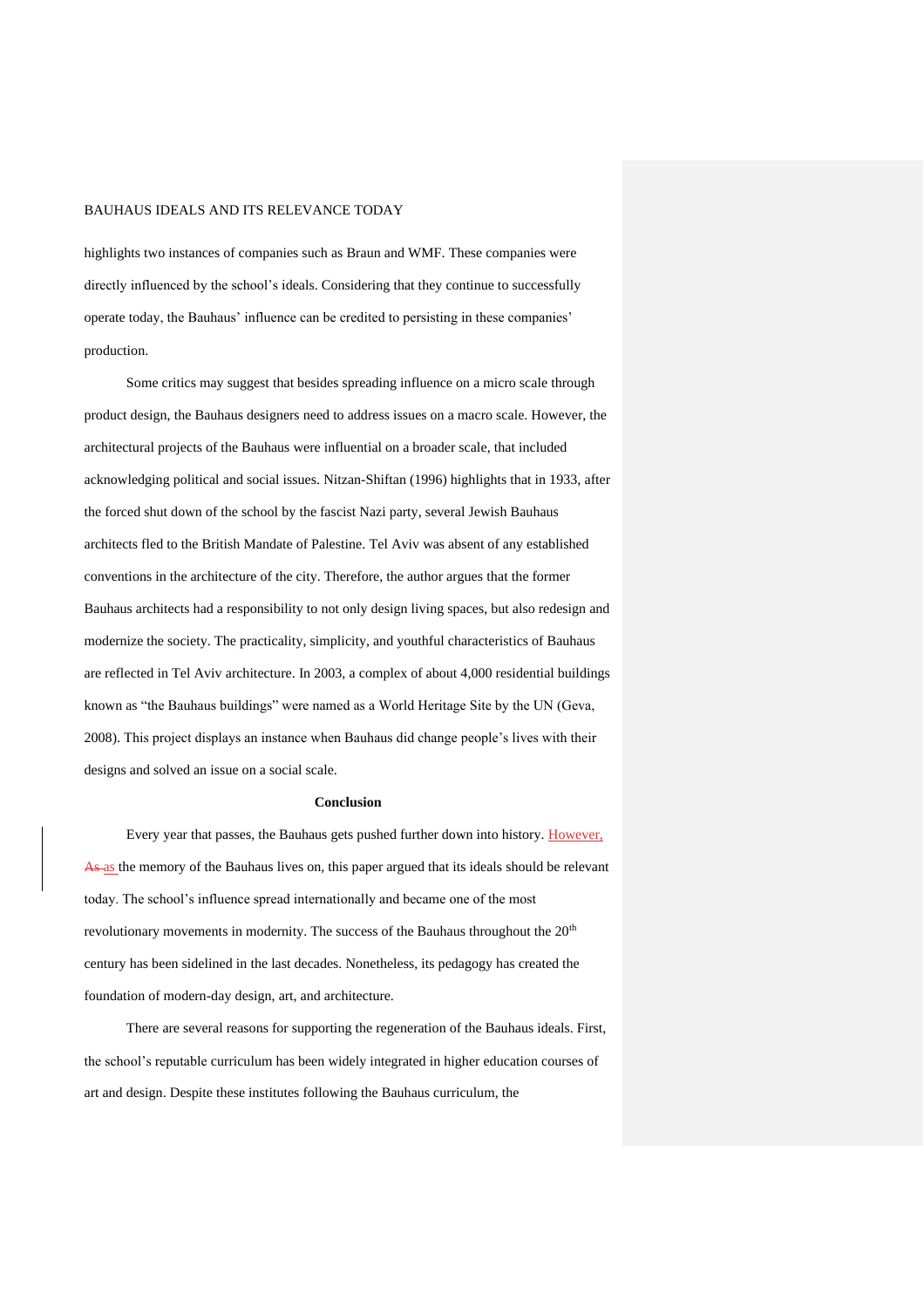highlights two instances of companies such as Braun and WMF. These companies were directly influenced by the school's ideals. Considering that they continue to successfully operate today, the Bauhaus' influence can be credited to persisting in these companies' production.

Some critics may suggest that besides spreading influence on a micro scale through product design, the Bauhaus designers need to address issues on a macro scale. However, the architectural projects of the Bauhaus were influential on a broader scale, that included acknowledging political and social issues. Nitzan-Shiftan (1996) highlights that in 1933, after the forced shut down of the school by the fascist Nazi party, several Jewish Bauhaus architects fled to the British Mandate of Palestine. Tel Aviv was absent of any established conventions in the architecture of the city. Therefore, the author argues that the former Bauhaus architects had a responsibility to not only design living spaces, but also redesign and modernize the society. The practicality, simplicity, and youthful characteristics of Bauhaus are reflected in Tel Aviv architecture. In 2003, a complex of about 4,000 residential buildings known as "the Bauhaus buildings" were named as a World Heritage Site by the UN (Geva, 2008). This project displays an instance when Bauhaus did change people's lives with their designs and solved an issue on a social scale.

## Conclusion

Every year that passes, the Bauhaus gets pushed further down into history. However, as the memory of the Bauhaus lives on, this paper argued that its ideals should be relevant today. The school's influence spread internationally and became one of the most revolutionary movements in modernity. The success of the Bauhaus throughout the 20th century has been sidelined in the last decades. Nonetheless, its pedagogy has created the foundation of modern-day design, art, and architecture.

There are several reasons for supporting the regeneration of the Bauhaus ideals. First, the school's reputable curriculum has been widely integrated in higher education courses of art and design. Despite these institutes following the Bauhaus curriculum, the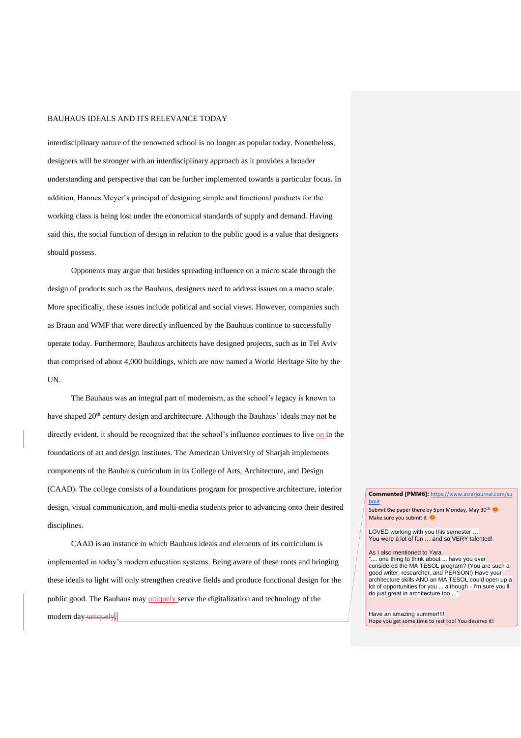interdisciplinary nature of the renowned school is no longer as popular today. Nonetheless, designers will be stronger with an interdisciplinary approach as it provides a broader understanding and perspective that can be further implemented towards a particular focus. In addition, Hannes Meyer's principal of designing simple and functional products for the working class is being lost under the economical standards of supply and demand. Having said this, the social function of design in relation to the public good is a value that designers should possess.

Opponents may argue that besides spreading influence on a micro scale through the design of products such as the Bauhaus, designers need to address issues on a macro scale. More specifically, these issues include political and social views. However, companies such as Braun and WMF that were directly influenced by the Bauhaus continue to successfully operate today. Furthermore, Bauhaus architects have designed projects, such as in Tel Aviv that comprised of about 4,000 buildings, which are now named a World Heritage Site by the UN.

The Bauhaus was an integral part of modernism, as the school's legacy is known to have shaped 20th century design and architecture. Although the Bauhaus' ideals may not be directly evident, it should be recognized that the school's influence continues to live on in the foundations of art and design institutes. The American University of Sharjah implements components of the Bauhaus curriculum in its College of Arts, Architecture, and Design (CAAD). The college consists of a foundations program for prospective architecture, interior design, visual communication, and multi-media students prior to advancing onto their desired disciplines.

CAAD is an instance in which Bauhaus ideals and elements of its curriculum is implemented in today's modern education systems. Being aware of these roots and bringing these ideals to light will only strengthen creative fields and produce functional design for the public good. The Bauhaus may uniquely serve the digitalization and technology of the modern day.

**Commented [PMM6]:** https://www.asrarjournal.com/submit
Submit the paper there by 5pm Monday, May 30th 😊
Make sure you submit it 😊

LOVED working with you this semester …
You were a lot of fun … and so VERY talented!

As I also mentioned to Yara
".... one thing to think about ... have you ever considered the MA TESOL program? (You are such a good writer, researcher, and PERSON!) Have your architecture skills AND an MA TESOL could open up a lot of opportunities for you ... although - I'm sure you'll do just great in architecture too ..."

Have an amazing summer!!!!
Hope you get some time to rest too! You deserve it!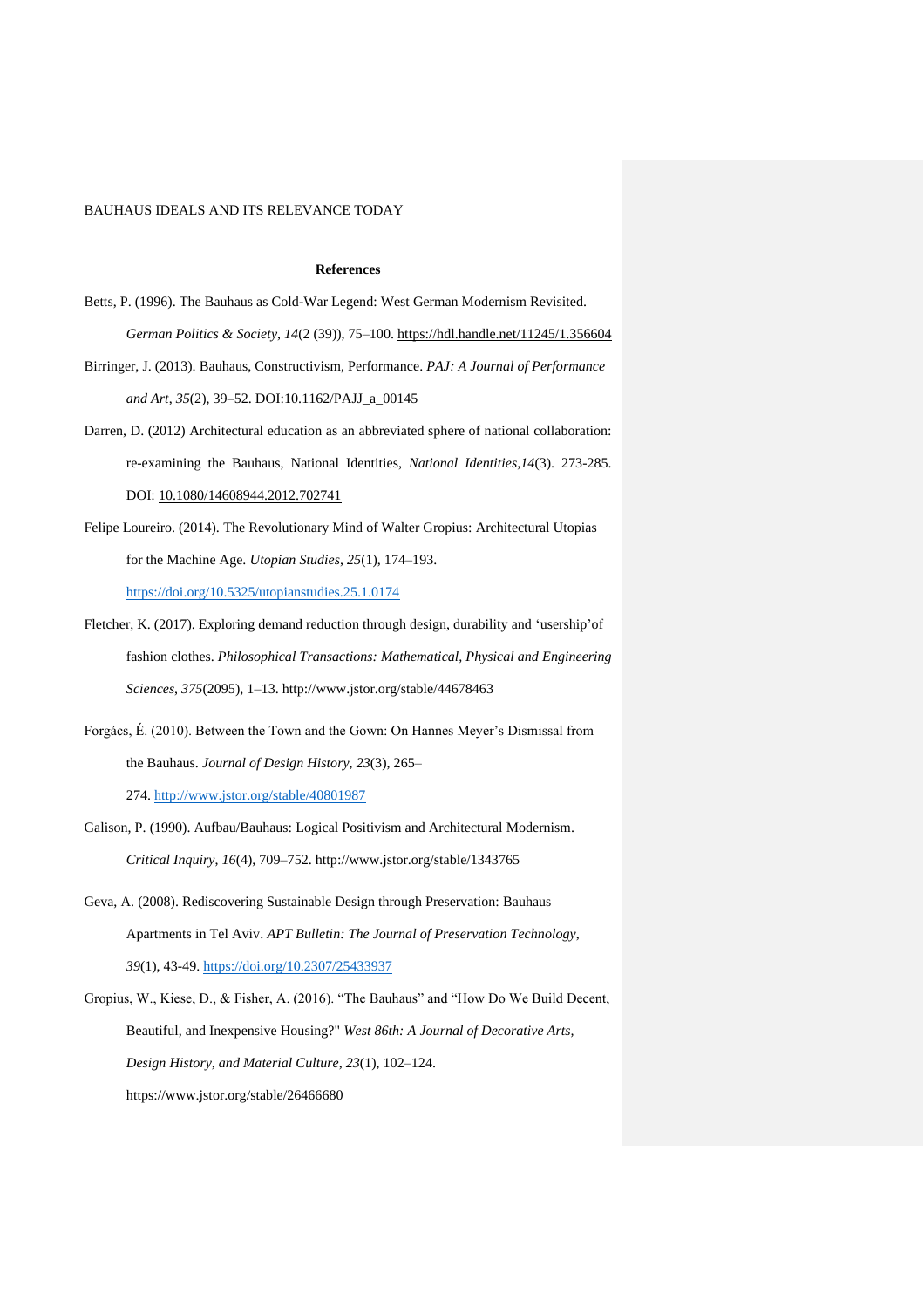**References**

Betts, P. (1996). The Bauhaus as Cold-War Legend: West German Modernism Revisited. *German Politics & Society*, *14*(2 (39)), 75–100. https://hdl.handle.net/11245/1.356604

Birringer, J. (2013). Bauhaus, Constructivism, Performance. *PAJ: A Journal of Performance and Art*, *35*(2), 39–52. DOI:10.1162/PAJJ_a_00145

Darren, D. (2012) Architectural education as an abbreviated sphere of national collaboration: re-examining the Bauhaus, National Identities, *National Identities*,*14*(3). 273-285. DOI: 10.1080/14608944.2012.702741

Felipe Loureiro. (2014). The Revolutionary Mind of Walter Gropius: Architectural Utopias for the Machine Age. *Utopian Studies*, *25*(1), 174–193. https://doi.org/10.5325/utopianstudies.25.1.0174

Fletcher, K. (2017). Exploring demand reduction through design, durability and 'usership'of fashion clothes. *Philosophical Transactions: Mathematical, Physical and Engineering Sciences*, *375*(2095), 1–13. http://www.jstor.org/stable/44678463

Forgács, É. (2010). Between the Town and the Gown: On Hannes Meyer's Dismissal from the Bauhaus. *Journal of Design History*, *23*(3), 265–274. http://www.jstor.org/stable/40801987

Galison, P. (1990). Aufbau/Bauhaus: Logical Positivism and Architectural Modernism. *Critical Inquiry*, *16*(4), 709–752. http://www.jstor.org/stable/1343765

Geva, A. (2008). Rediscovering Sustainable Design through Preservation: Bauhaus Apartments in Tel Aviv. *APT Bulletin: The Journal of Preservation Technology*, *39*(1), 43-49. https://doi.org/10.2307/25433937

Gropius, W., Kiese, D., & Fisher, A. (2016). "The Bauhaus" and "How Do We Build Decent, Beautiful, and Inexpensive Housing?" *West 86th: A Journal of Decorative Arts, Design History, and Material Culture*, *23*(1), 102–124. https://www.jstor.org/stable/26466680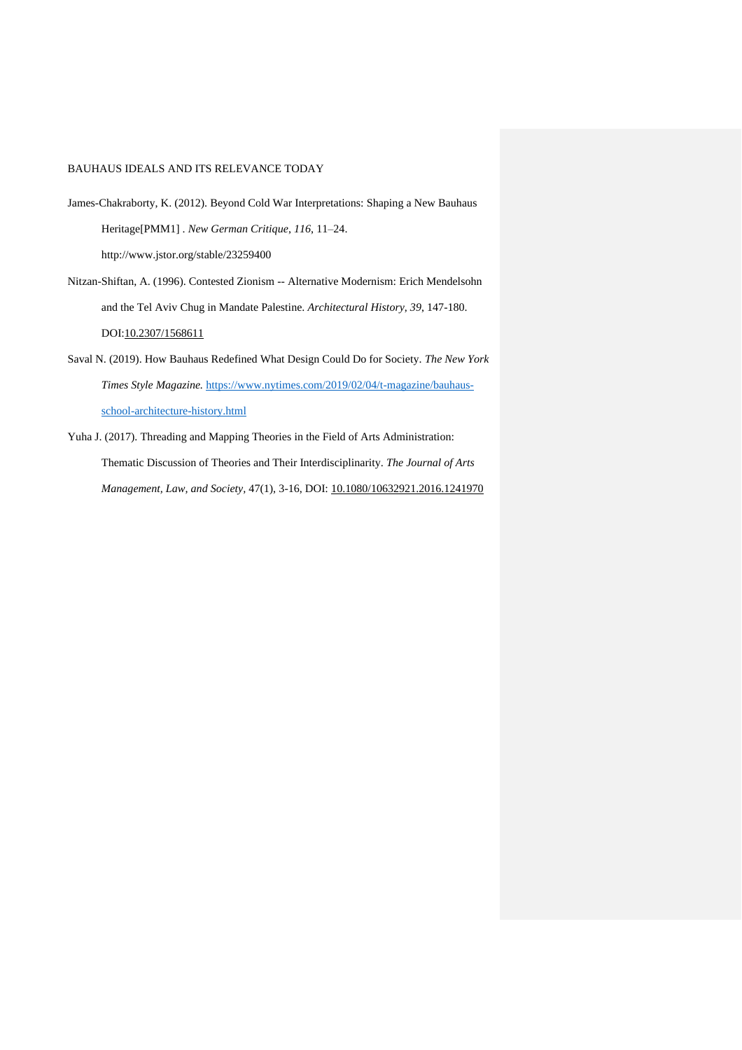James-Chakraborty, K. (2012). Beyond Cold War Interpretations: Shaping a New Bauhaus Heritage[PMM1] . *New German Critique*, *116*, 11–24. http://www.jstor.org/stable/23259400

Nitzan-Shiftan, A. (1996). Contested Zionism -- Alternative Modernism: Erich Mendelsohn and the Tel Aviv Chug in Mandate Palestine. *Architectural History*, *39*, 147-180. DOI:10.2307/1568611

Saval N. (2019). How Bauhaus Redefined What Design Could Do for Society. *The New York Times Style Magazine.* https://www.nytimes.com/2019/02/04/t-magazine/bauhaus-school-architecture-history.html

Yuha J. (2017). Threading and Mapping Theories in the Field of Arts Administration: Thematic Discussion of Theories and Their Interdisciplinarity. *The Journal of Arts Management, Law, and Society*, 47(1), 3-16, DOI: 10.1080/10632921.2016.1241970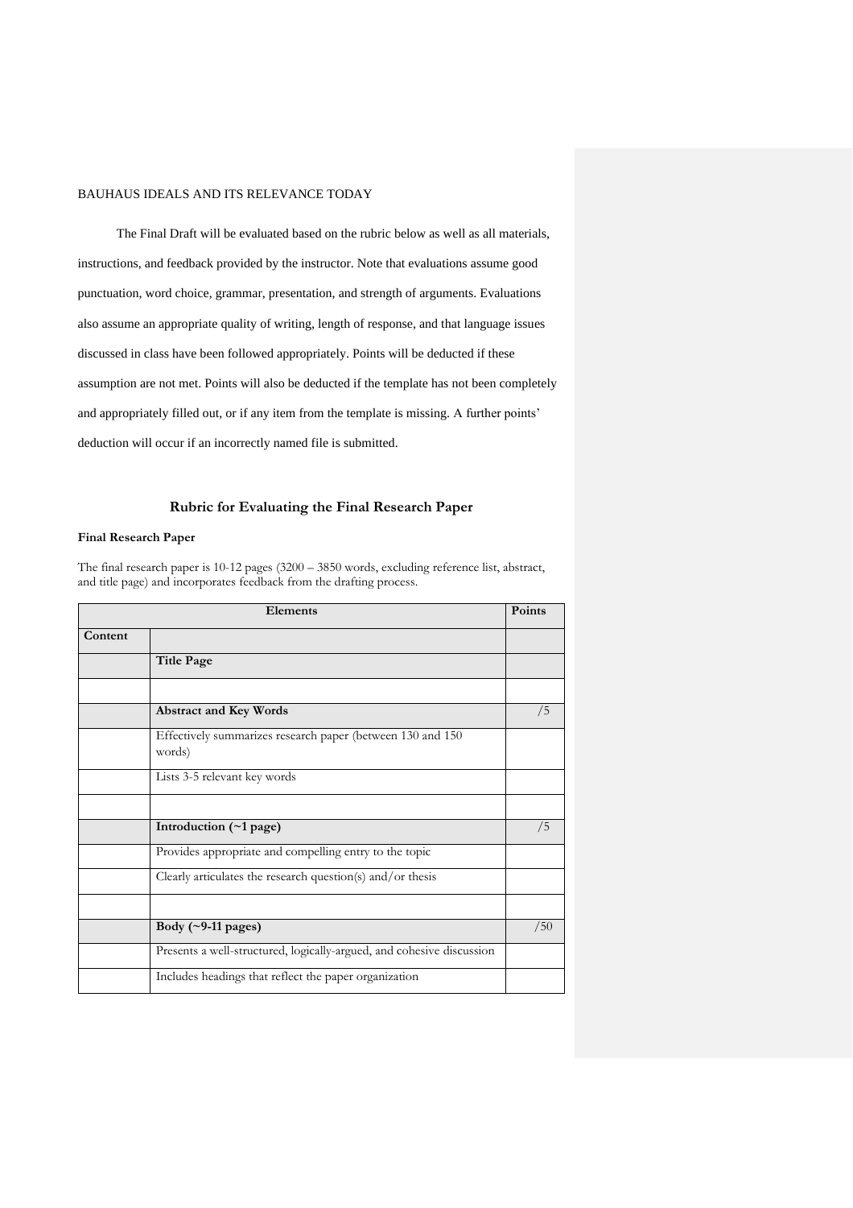The Final Draft will be evaluated based on the rubric below as well as all materials, instructions, and feedback provided by the instructor. Note that evaluations assume good punctuation, word choice, grammar, presentation, and strength of arguments. Evaluations also assume an appropriate quality of writing, length of response, and that language issues discussed in class have been followed appropriately. Points will be deducted if these assumption are not met. Points will also be deducted if the template has not been completely and appropriately filled out, or if any item from the template is missing. A further points' deduction will occur if an incorrectly named file is submitted.

## Rubric for Evaluating the Final Research Paper

**Final Research Paper**

The final research paper is 10-12 pages (3200 – 3850 words, excluding reference list, abstract, and title page) and incorporates feedback from the drafting process.

| Elements | | Points |
|---|---|---|
| **Content** | | |
| | **Title Page** | |
| | | |
| | **Abstract and Key Words** | /5 |
| | Effectively summarizes research paper (between 130 and 150 words) | |
| | Lists 3-5 relevant key words | |
| | | |
| | **Introduction (~1 page)** | /5 |
| | Provides appropriate and compelling entry to the topic | |
| | Clearly articulates the research question(s) and/or thesis | |
| | | |
| | **Body (~9-11 pages)** | /50 |
| | Presents a well-structured, logically-argued, and cohesive discussion | |
| | Includes headings that reflect the paper organization | |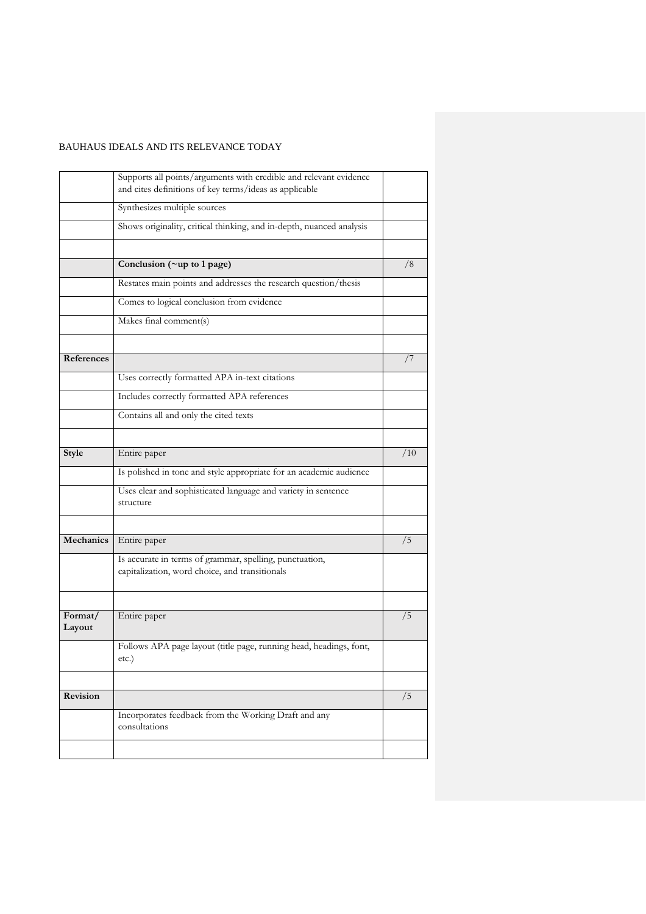| | | |
|---|---|---|
| | Supports all points/arguments with credible and relevant evidence and cites definitions of key terms/ideas as applicable | |
| | Synthesizes multiple sources | |
| | Shows originality, critical thinking, and in-depth, nuanced analysis | |
| | | |
| | **Conclusion (~up to 1 page)** | /8 |
| | Restates main points and addresses the research question/thesis | |
| | Comes to logical conclusion from evidence | |
| | Makes final comment(s) | |
| | | |
| **References** | | /7 |
| | Uses correctly formatted APA in-text citations | |
| | Includes correctly formatted APA references | |
| | Contains all and only the cited texts | |
| | | |
| **Style** | Entire paper | /10 |
| | Is polished in tone and style appropriate for an academic audience | |
| | Uses clear and sophisticated language and variety in sentence structure | |
| | | |
| **Mechanics** | Entire paper | /5 |
| | Is accurate in terms of grammar, spelling, punctuation, capitalization, word choice, and transitionals | |
| | | |
| **Format/ Layout** | Entire paper | /5 |
| | Follows APA page layout (title page, running head, headings, font, etc.) | |
| | | |
| **Revision** | | /5 |
| | Incorporates feedback from the Working Draft and any consultations | |
| | | |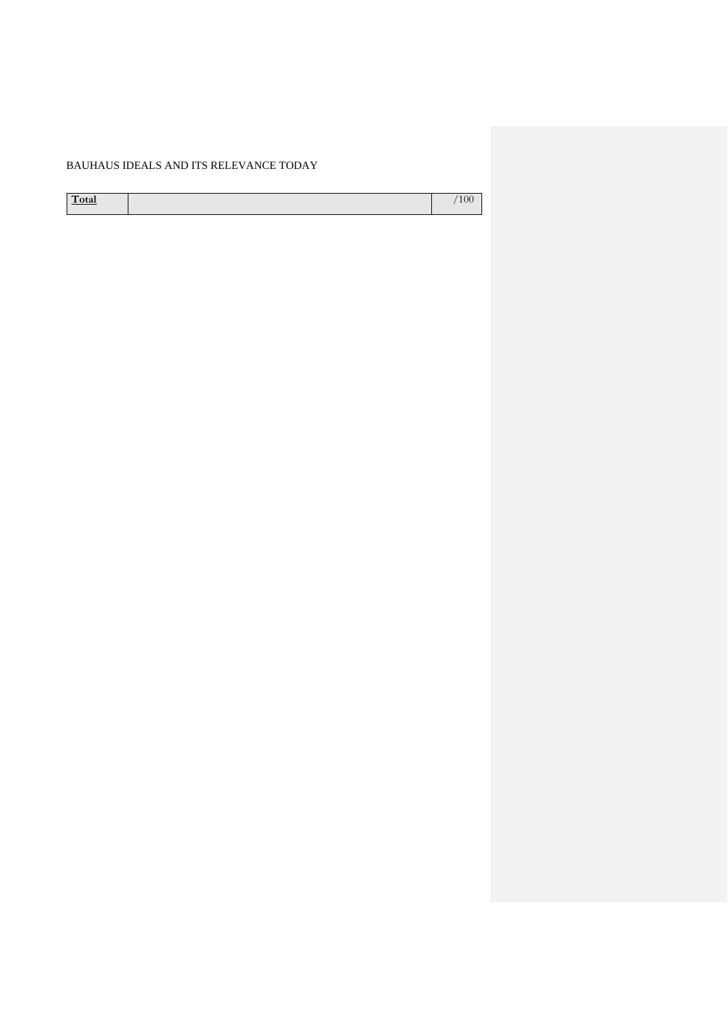BAUHAUS IDEALS AND ITS RELEVANCE TODAY

| | | |
|---|---|---|
| **Total** | | /100 |